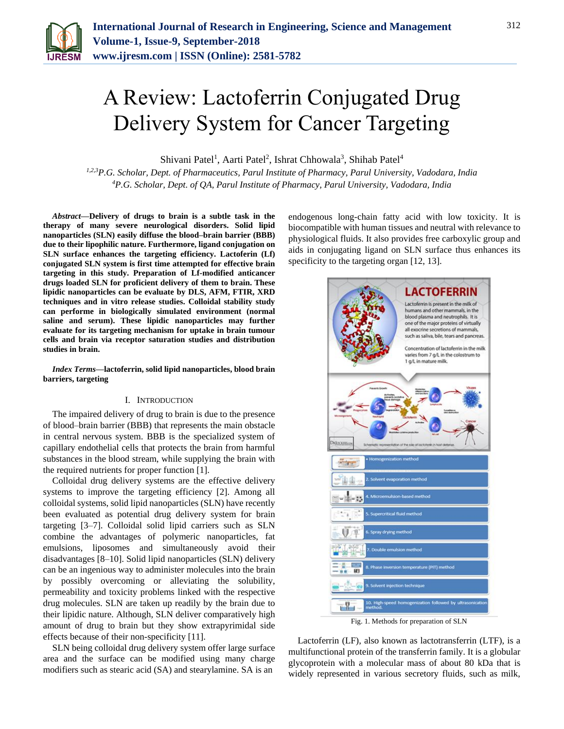# A Review: Lactoferrin Conjugated Drug Delivery System for Cancer Targeting

Shivani Patel[1], Aarti Patel[2], Ishrat Chhowala[3], Shihab Patel[4]

[1,2,3]*P.G. Scholar, Dept. of Pharmaceutics, Parul Institute of Pharmacy, Parul University, Vadodara, India*
[4]*P.G. Scholar, Dept. of QA, Parul Institute of Pharmacy, Parul University, Vadodara, India*

***Abstract*—Delivery of drugs to brain is a subtle task in the therapy of many severe neurological disorders. Solid lipid nanoparticles (SLN) easily diffuse the blood–brain barrier (BBB) due to their lipophilic nature. Furthermore, ligand conjugation on SLN surface enhances the targeting efficiency. Lactoferin (Lf) conjugated SLN system is first time attempted for effective brain targeting in this study. Preparation of Lf-modified anticancer drugs loaded SLN for proficient delivery of them to brain. These lipidic nanoparticles can be evaluate by DLS, AFM, FTIR, XRD techniques and in vitro release studies. Colloidal stability study can performe in biologically simulated environment (normal saline and serum). These lipidic nanoparticles may further evaluate for its targeting mechanism for uptake in brain tumour cells and brain via receptor saturation studies and distribution studies in brain.**

***Index Terms*—lactoferrin, solid lipid nanoparticles, blood brain barriers, targeting**

## I. Introduction

The impaired delivery of drug to brain is due to the presence of blood–brain barrier (BBB) that represents the main obstacle in central nervous system. BBB is the specialized system of capillary endothelial cells that protects the brain from harmful substances in the blood stream, while supplying the brain with the required nutrients for proper function [1].

Colloidal drug delivery systems are the effective delivery systems to improve the targeting efficiency [2]. Among all colloidal systems, solid lipid nanoparticles (SLN) have recently been evaluated as potential drug delivery system for brain targeting [3–7]. Colloidal solid lipid carriers such as SLN combine the advantages of polymeric nanoparticles, fat emulsions, liposomes and simultaneously avoid their disadvantages [8–10]. Solid lipid nanoparticles (SLN) delivery can be an ingenious way to administer molecules into the brain by possibly overcoming or alleviating the solubility, permeability and toxicity problems linked with the respective drug molecules. SLN are taken up readily by the brain due to their lipidic nature. Although, SLN deliver comparatively high amount of drug to brain but they show extrapyrimidal side effects because of their non-specificity [11].

SLN being colloidal drug delivery system offer large surface area and the surface can be modified using many charge modifiers such as stearic acid (SA) and stearylamine. SA is an endogenous long-chain fatty acid with low toxicity. It is biocompatible with human tissues and neutral with relevance to physiological fluids. It also provides free carboxylic group and aids in conjugating ligand on SLN surface thus enhances its specificity to the targeting organ [12, 13].

Fig. 1. Methods for preparation of SLN

Lactoferrin (LF), also known as lactotransferrin (LTF), is a multifunctional protein of the transferrin family. It is a globular glycoprotein with a molecular mass of about 80 kDa that is widely represented in various secretory fluids, such as milk,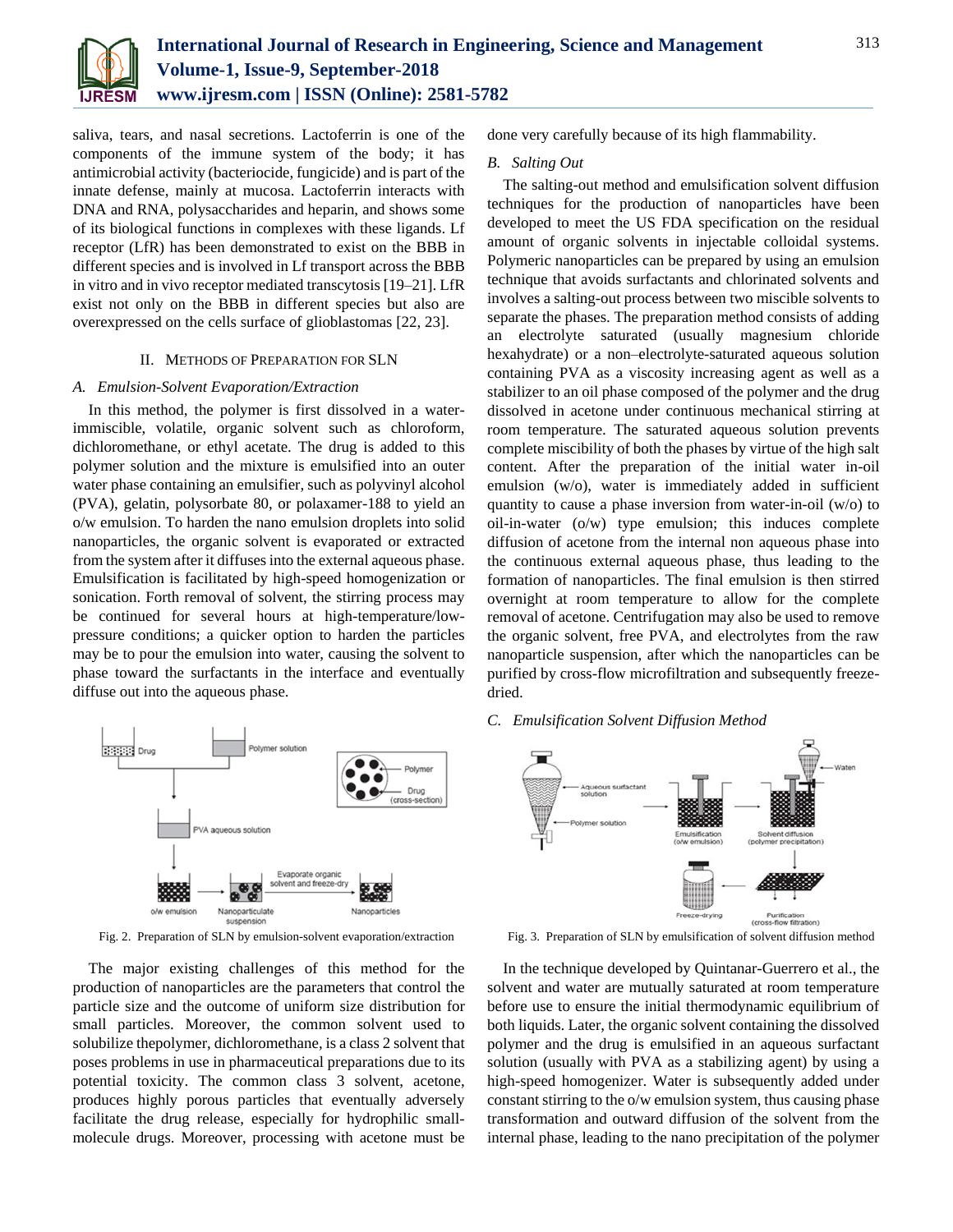saliva, tears, and nasal secretions. Lactoferrin is one of the components of the immune system of the body; it has antimicrobial activity (bacteriocide, fungicide) and is part of the innate defense, mainly at mucosa. Lactoferrin interacts with DNA and RNA, polysaccharides and heparin, and shows some of its biological functions in complexes with these ligands. Lf receptor (LfR) has been demonstrated to exist on the BBB in different species and is involved in Lf transport across the BBB in vitro and in vivo receptor mediated transcytosis [19–21]. LfR exist not only on the BBB in different species but also are overexpressed on the cells surface of glioblastomas [22, 23].

## II. Methods of Preparation for SLN

### A. Emulsion-Solvent Evaporation/Extraction

In this method, the polymer is first dissolved in a water-immiscible, volatile, organic solvent such as chloroform, dichloromethane, or ethyl acetate. The drug is added to this polymer solution and the mixture is emulsified into an outer water phase containing an emulsifier, such as polyvinyl alcohol (PVA), gelatin, polysorbate 80, or polaxamer-188 to yield an o/w emulsion. To harden the nano emulsion droplets into solid nanoparticles, the organic solvent is evaporated or extracted from the system after it diffuses into the external aqueous phase. Emulsification is facilitated by high-speed homogenization or sonication. Forth removal of solvent, the stirring process may be continued for several hours at high-temperature/low-pressure conditions; a quicker option to harden the particles may be to pour the emulsion into water, causing the solvent to phase toward the surfactants in the interface and eventually diffuse out into the aqueous phase.

Drug
Polymer solution
Polymer
Drug (cross-section)
PVA aqueous solution
o/w emulsion
Evaporate organic solvent and freeze-dry
Nanoparticulate suspension
Nanoparticles

Fig. 2. Preparation of SLN by emulsion-solvent evaporation/extraction

The major existing challenges of this method for the production of nanoparticles are the parameters that control the particle size and the outcome of uniform size distribution for small particles. Moreover, the common solvent used to solubilize thepolymer, dichloromethane, is a class 2 solvent that poses problems in use in pharmaceutical preparations due to its potential toxicity. The common class 3 solvent, acetone, produces highly porous particles that eventually adversely facilitate the drug release, especially for hydrophilic small-molecule drugs. Moreover, processing with acetone must be done very carefully because of its high flammability.

### B. Salting Out

The salting-out method and emulsification solvent diffusion techniques for the production of nanoparticles have been developed to meet the US FDA specification on the residual amount of organic solvents in injectable colloidal systems. Polymeric nanoparticles can be prepared by using an emulsion technique that avoids surfactants and chlorinated solvents and involves a salting-out process between two miscible solvents to separate the phases. The preparation method consists of adding an electrolyte saturated (usually magnesium chloride hexahydrate) or a non–electrolyte-saturated aqueous solution containing PVA as a viscosity increasing agent as well as a stabilizer to an oil phase composed of the polymer and the drug dissolved in acetone under continuous mechanical stirring at room temperature. The saturated aqueous solution prevents complete miscibility of both the phases by virtue of the high salt content. After the preparation of the initial water in-oil emulsion (w/o), water is immediately added in sufficient quantity to cause a phase inversion from water-in-oil (w/o) to oil-in-water (o/w) type emulsion; this induces complete diffusion of acetone from the internal non aqueous phase into the continuous external aqueous phase, thus leading to the formation of nanoparticles. The final emulsion is then stirred overnight at room temperature to allow for the complete removal of acetone. Centrifugation may also be used to remove the organic solvent, free PVA, and electrolytes from the raw nanoparticle suspension, after which the nanoparticles can be purified by cross-flow microfiltration and subsequently freeze-dried.

### C. Emulsification Solvent Diffusion Method

Aqueous surfactant solution
Polymer solution
Emulsification (o/w emulsion)
Waten
Solvent diffusion (polymer precipitation)
Freeze-drying
Purification (cross-flow filtration)

Fig. 3. Preparation of SLN by emulsification of solvent diffusion method

In the technique developed by Quintanar-Guerrero et al., the solvent and water are mutually saturated at room temperature before use to ensure the initial thermodynamic equilibrium of both liquids. Later, the organic solvent containing the dissolved polymer and the drug is emulsified in an aqueous surfactant solution (usually with PVA as a stabilizing agent) by using a high-speed homogenizer. Water is subsequently added under constant stirring to the o/w emulsion system, thus causing phase transformation and outward diffusion of the solvent from the internal phase, leading to the nano precipitation of the polymer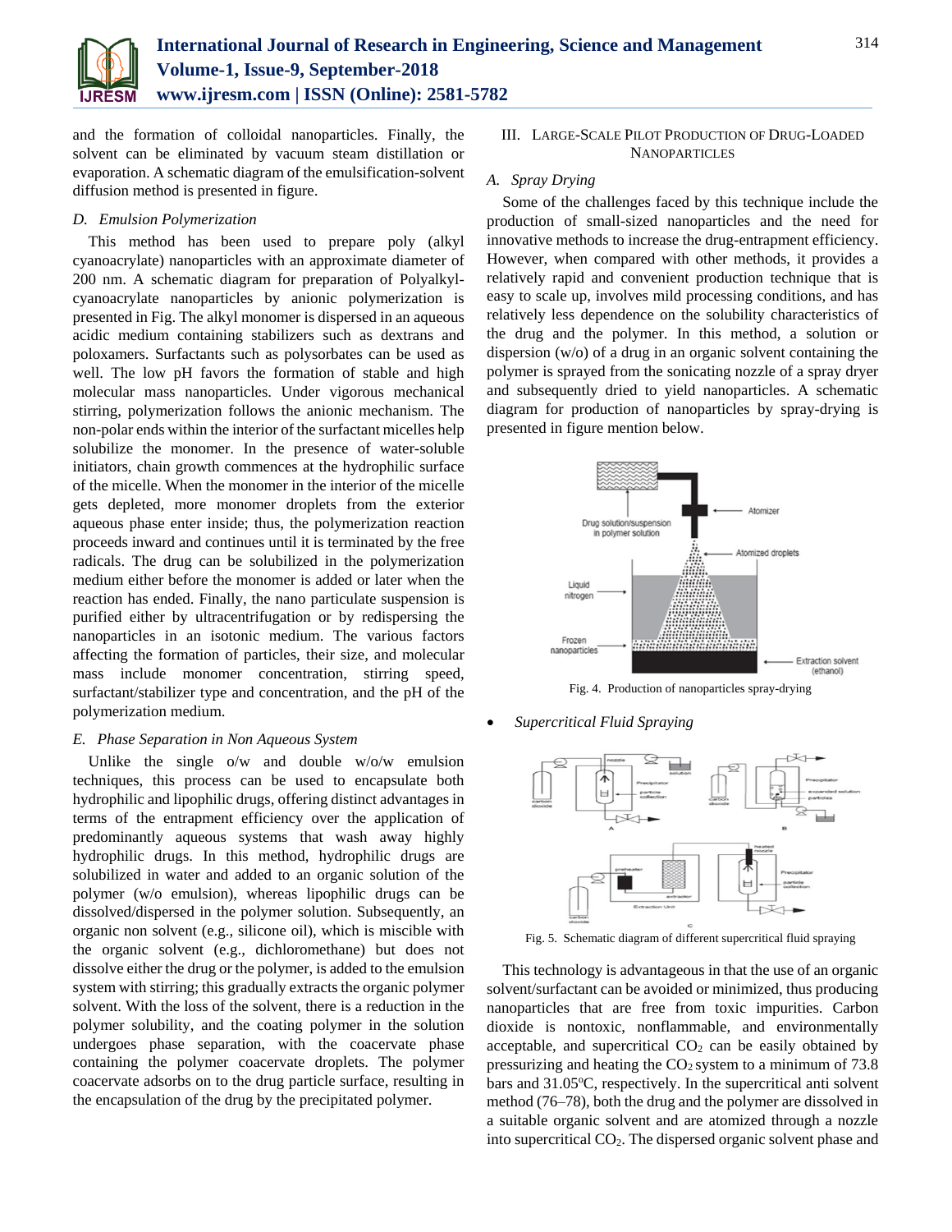and the formation of colloidal nanoparticles. Finally, the solvent can be eliminated by vacuum steam distillation or evaporation. A schematic diagram of the emulsification-solvent diffusion method is presented in figure.

### D. Emulsion Polymerization

This method has been used to prepare poly (alkyl cyanoacrylate) nanoparticles with an approximate diameter of 200 nm. A schematic diagram for preparation of Polyalkyl-cyanoacrylate nanoparticles by anionic polymerization is presented in Fig. The alkyl monomer is dispersed in an aqueous acidic medium containing stabilizers such as dextrans and poloxamers. Surfactants such as polysorbates can be used as well. The low pH favors the formation of stable and high molecular mass nanoparticles. Under vigorous mechanical stirring, polymerization follows the anionic mechanism. The non-polar ends within the interior of the surfactant micelles help solubilize the monomer. In the presence of water-soluble initiators, chain growth commences at the hydrophilic surface of the micelle. When the monomer in the interior of the micelle gets depleted, more monomer droplets from the exterior aqueous phase enter inside; thus, the polymerization reaction proceeds inward and continues until it is terminated by the free radicals. The drug can be solubilized in the polymerization medium either before the monomer is added or later when the reaction has ended. Finally, the nano particulate suspension is purified either by ultracentrifugation or by redispersing the nanoparticles in an isotonic medium. The various factors affecting the formation of particles, their size, and molecular mass include monomer concentration, stirring speed, surfactant/stabilizer type and concentration, and the pH of the polymerization medium.

### E. Phase Separation in Non Aqueous System

Unlike the single o/w and double w/o/w emulsion techniques, this process can be used to encapsulate both hydrophilic and lipophilic drugs, offering distinct advantages in terms of the entrapment efficiency over the application of predominantly aqueous systems that wash away highly hydrophilic drugs. In this method, hydrophilic drugs are solubilized in water and added to an organic solution of the polymer (w/o emulsion), whereas lipophilic drugs can be dissolved/dispersed in the polymer solution. Subsequently, an organic non solvent (e.g., silicone oil), which is miscible with the organic solvent (e.g., dichloromethane) but does not dissolve either the drug or the polymer, is added to the emulsion system with stirring; this gradually extracts the organic polymer solvent. With the loss of the solvent, there is a reduction in the polymer solubility, and the coating polymer in the solution undergoes phase separation, with the coacervate phase containing the polymer coacervate droplets. The polymer coacervate adsorbs on to the drug particle surface, resulting in the encapsulation of the drug by the precipitated polymer.

## III. Large-Scale Pilot Production of Drug-Loaded Nanoparticles

### A. Spray Drying

Some of the challenges faced by this technique include the production of small-sized nanoparticles and the need for innovative methods to increase the drug-entrapment efficiency. However, when compared with other methods, it provides a relatively rapid and convenient production technique that is easy to scale up, involves mild processing conditions, and has relatively less dependence on the solubility characteristics of the drug and the polymer. In this method, a solution or dispersion (w/o) of a drug in an organic solvent containing the polymer is sprayed from the sonicating nozzle of a spray dryer and subsequently dried to yield nanoparticles. A schematic diagram for production of nanoparticles by spray-drying is presented in figure mention below.

Fig. 4. Production of nanoparticles spray-drying

- *Supercritical Fluid Spraying*

Fig. 5. Schematic diagram of different supercritical fluid spraying

This technology is advantageous in that the use of an organic solvent/surfactant can be avoided or minimized, thus producing nanoparticles that are free from toxic impurities. Carbon dioxide is nontoxic, nonflammable, and environmentally acceptable, and supercritical $CO_2$ can be easily obtained by pressurizing and heating the $CO_2$ system to a minimum of 73.8 bars and 31.05$^{o}$C, respectively. In the supercritical anti solvent method (76–78), both the drug and the polymer are dissolved in a suitable organic solvent and are atomized through a nozzle into supercritical $CO_2$. The dispersed organic solvent phase and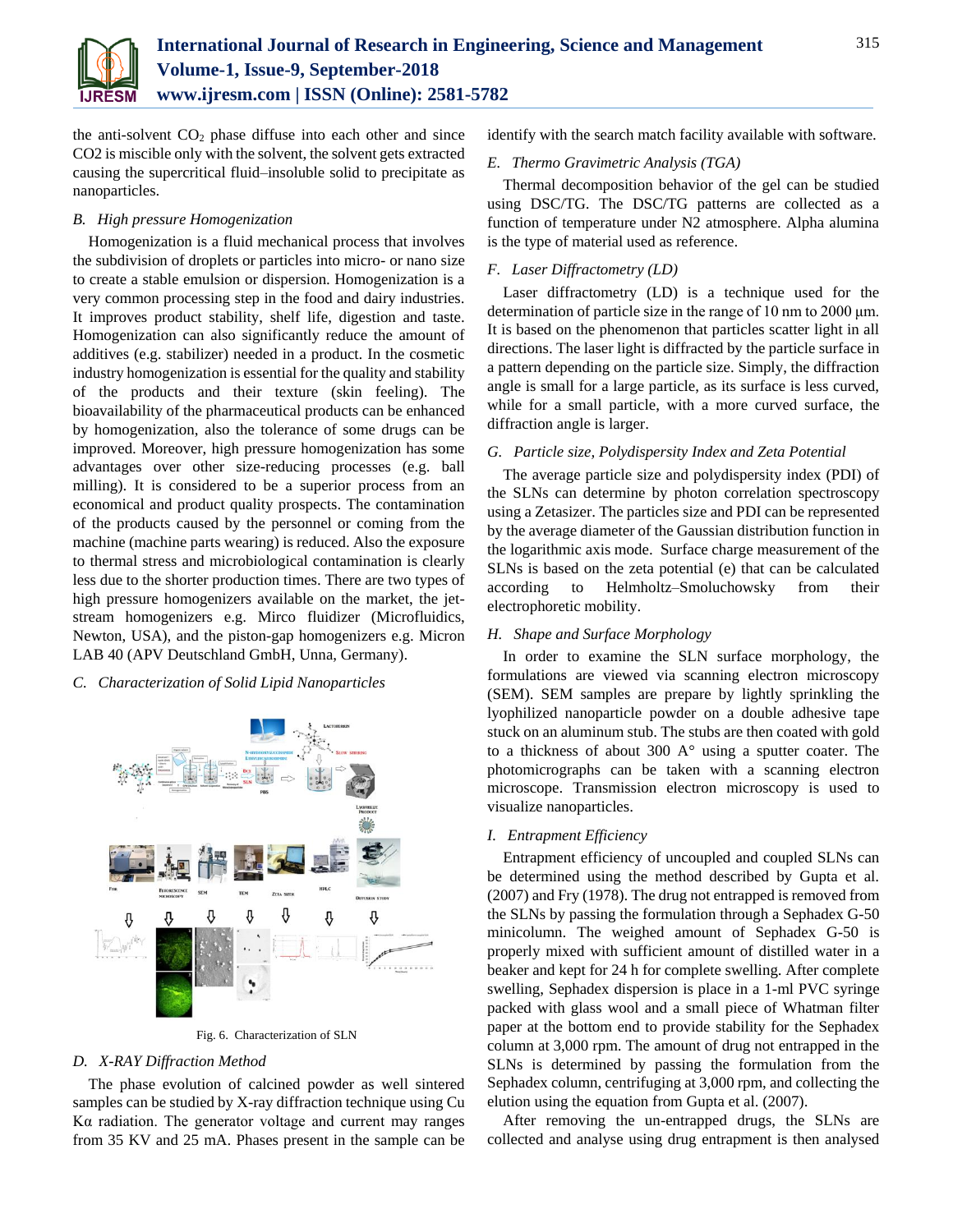the anti-solvent $CO_2$ phase diffuse into each other and since CO2 is miscible only with the solvent, the solvent gets extracted causing the supercritical fluid–insoluble solid to precipitate as nanoparticles.

### *B. High pressure Homogenization*

Homogenization is a fluid mechanical process that involves the subdivision of droplets or particles into micro- or nano size to create a stable emulsion or dispersion. Homogenization is a very common processing step in the food and dairy industries. It improves product stability, shelf life, digestion and taste. Homogenization can also significantly reduce the amount of additives (e.g. stabilizer) needed in a product. In the cosmetic industry homogenization is essential for the quality and stability of the products and their texture (skin feeling). The bioavailability of the pharmaceutical products can be enhanced by homogenization, also the tolerance of some drugs can be improved. Moreover, high pressure homogenization has some advantages over other size-reducing processes (e.g. ball milling). It is considered to be a superior process from an economical and product quality prospects. The contamination of the products caused by the personnel or coming from the machine (machine parts wearing) is reduced. Also the exposure to thermal stress and microbiological contamination is clearly less due to the shorter production times. There are two types of high pressure homogenizers available on the market, the jet-stream homogenizers e.g. Mirco fluidizer (Microfluidics, Newton, USA), and the piston-gap homogenizers e.g. Micron LAB 40 (APV Deutschland GmbH, Unna, Germany).

### *C. Characterization of Solid Lipid Nanoparticles*

Fig. 6. Characterization of SLN

### *D. X-RAY Diffraction Method*

The phase evolution of calcined powder as well sintered samples can be studied by X-ray diffraction technique using Cu Kα radiation. The generator voltage and current may ranges from 35 KV and 25 mA. Phases present in the sample can be identify with the search match facility available with software.

### *E. Thermo Gravimetric Analysis (TGA)*

Thermal decomposition behavior of the gel can be studied using DSC/TG. The DSC/TG patterns are collected as a function of temperature under N2 atmosphere. Alpha alumina is the type of material used as reference.

### *F. Laser Diffractometry (LD)*

Laser diffractometry (LD) is a technique used for the determination of particle size in the range of 10 nm to 2000 μm. It is based on the phenomenon that particles scatter light in all directions. The laser light is diffracted by the particle surface in a pattern depending on the particle size. Simply, the diffraction angle is small for a large particle, as its surface is less curved, while for a small particle, with a more curved surface, the diffraction angle is larger.

### *G. Particle size, Polydispersity Index and Zeta Potential*

The average particle size and polydispersity index (PDI) of the SLNs can determine by photon correlation spectroscopy using a Zetasizer. The particles size and PDI can be represented by the average diameter of the Gaussian distribution function in the logarithmic axis mode. Surface charge measurement of the SLNs is based on the zeta potential (e) that can be calculated according to Helmholtz–Smoluchowsky from their electrophoretic mobility.

### *H. Shape and Surface Morphology*

In order to examine the SLN surface morphology, the formulations are viewed via scanning electron microscopy (SEM). SEM samples are prepare by lightly sprinkling the lyophilized nanoparticle powder on a double adhesive tape stuck on an aluminum stub. The stubs are then coated with gold to a thickness of about 300 A° using a sputter coater. The photomicrographs can be taken with a scanning electron microscope. Transmission electron microscopy is used to visualize nanoparticles.

### *I. Entrapment Efficiency*

Entrapment efficiency of uncoupled and coupled SLNs can be determined using the method described by Gupta et al. (2007) and Fry (1978). The drug not entrapped is removed from the SLNs by passing the formulation through a Sephadex G-50 minicolumn. The weighed amount of Sephadex G-50 is properly mixed with sufficient amount of distilled water in a beaker and kept for 24 h for complete swelling. After complete swelling, Sephadex dispersion is place in a 1-ml PVC syringe packed with glass wool and a small piece of Whatman filter paper at the bottom end to provide stability for the Sephadex column at 3,000 rpm. The amount of drug not entrapped in the SLNs is determined by passing the formulation from the Sephadex column, centrifuging at 3,000 rpm, and collecting the elution using the equation from Gupta et al. (2007).

After removing the un-entrapped drugs, the SLNs are collected and analyse using drug entrapment is then analysed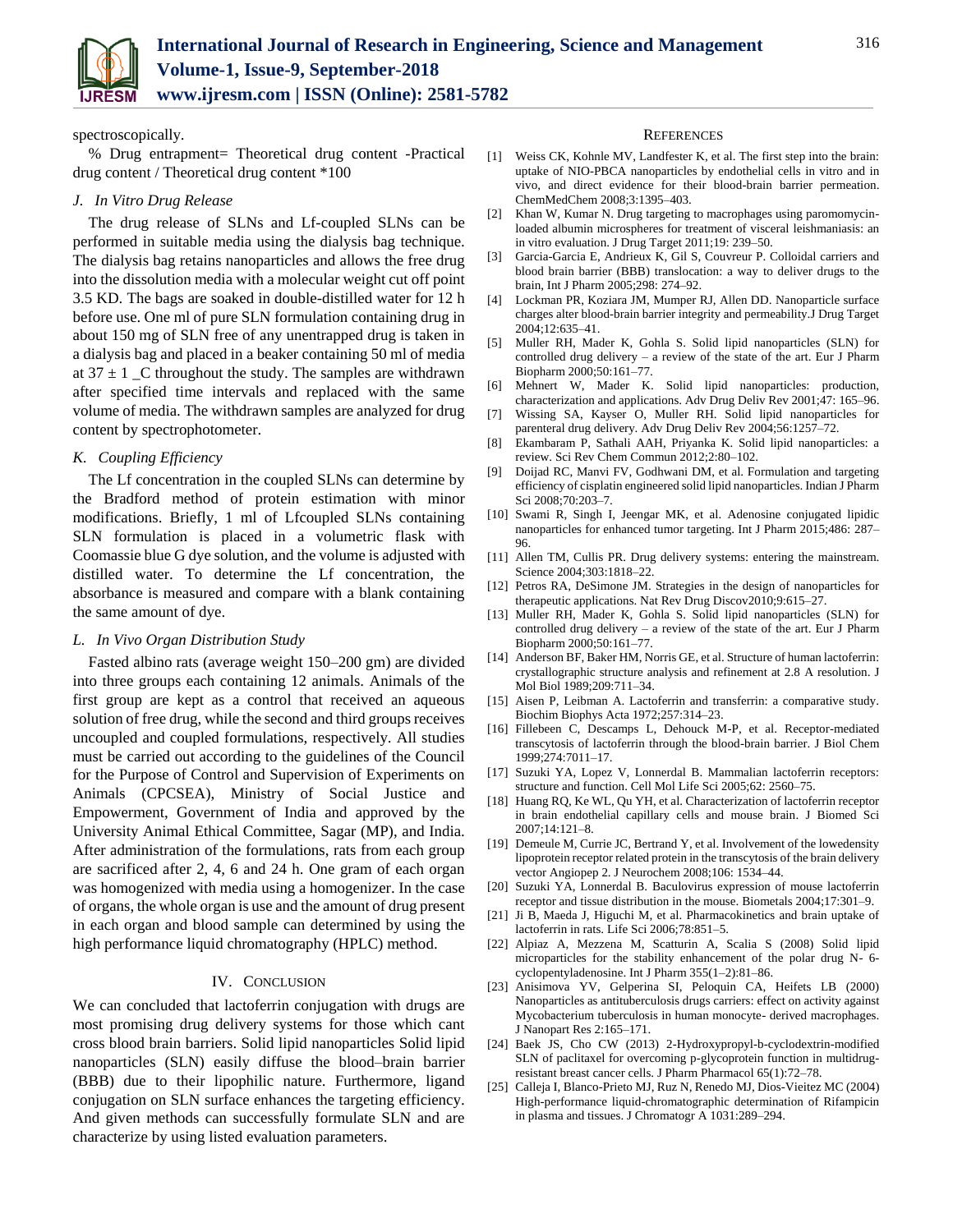spectroscopically.

% Drug entrapment= Theoretical drug content -Practical drug content / Theoretical drug content *100

### *J. In Vitro Drug Release*

The drug release of SLNs and Lf-coupled SLNs can be performed in suitable media using the dialysis bag technique. The dialysis bag retains nanoparticles and allows the free drug into the dissolution media with a molecular weight cut off point 3.5 KD. The bags are soaked in double-distilled water for 12 h before use. One ml of pure SLN formulation containing drug in about 150 mg of SLN free of any unentrapped drug is taken in a dialysis bag and placed in a beaker containing 50 ml of media at 37 ± 1 _C throughout the study. The samples are withdrawn after specified time intervals and replaced with the same volume of media. The withdrawn samples are analyzed for drug content by spectrophotometer.

### *K. Coupling Efficiency*

The Lf concentration in the coupled SLNs can determine by the Bradford method of protein estimation with minor modifications. Briefly, 1 ml of Lfcoupled SLNs containing SLN formulation is placed in a volumetric flask with Coomassie blue G dye solution, and the volume is adjusted with distilled water. To determine the Lf concentration, the absorbance is measured and compare with a blank containing the same amount of dye.

### *L. In Vivo Organ Distribution Study*

Fasted albino rats (average weight 150–200 gm) are divided into three groups each containing 12 animals. Animals of the first group are kept as a control that received an aqueous solution of free drug, while the second and third groups receives uncoupled and coupled formulations, respectively. All studies must be carried out according to the guidelines of the Council for the Purpose of Control and Supervision of Experiments on Animals (CPCSEA), Ministry of Social Justice and Empowerment, Government of India and approved by the University Animal Ethical Committee, Sagar (MP), and India. After administration of the formulations, rats from each group are sacrificed after 2, 4, 6 and 24 h. One gram of each organ was homogenized with media using a homogenizer. In the case of organs, the whole organ is use and the amount of drug present in each organ and blood sample can determined by using the high performance liquid chromatography (HPLC) method.

## IV. Conclusion

We can concluded that lactoferrin conjugation with drugs are most promising drug delivery systems for those which cant cross blood brain barriers. Solid lipid nanoparticles Solid lipid nanoparticles (SLN) easily diffuse the blood–brain barrier (BBB) due to their lipophilic nature. Furthermore, ligand conjugation on SLN surface enhances the targeting efficiency. And given methods can successfully formulate SLN and are characterize by using listed evaluation parameters.

## References

[1] Weiss CK, Kohnle MV, Landfester K, et al. The first step into the brain: uptake of NIO-PBCA nanoparticles by endothelial cells in vitro and in vivo, and direct evidence for their blood-brain barrier permeation. ChemMedChem 2008;3:1395–403.

[2] Khan W, Kumar N. Drug targeting to macrophages using paromomycin-loaded albumin microspheres for treatment of visceral leishmaniasis: an in vitro evaluation. J Drug Target 2011;19: 239–50.

[3] Garcia-Garcia E, Andrieux K, Gil S, Couvreur P. Colloidal carriers and blood brain barrier (BBB) translocation: a way to deliver drugs to the brain, Int J Pharm 2005;298: 274–92.

[4] Lockman PR, Koziara JM, Mumper RJ, Allen DD. Nanoparticle surface charges alter blood-brain barrier integrity and permeability.J Drug Target 2004;12:635–41.

[5] Muller RH, Mader K, Gohla S. Solid lipid nanoparticles (SLN) for controlled drug delivery – a review of the state of the art. Eur J Pharm Biopharm 2000;50:161–77.

[6] Mehnert W, Mader K. Solid lipid nanoparticles: production, characterization and applications. Adv Drug Deliv Rev 2001;47: 165–96.

[7] Wissing SA, Kayser O, Muller RH. Solid lipid nanoparticles for parenteral drug delivery. Adv Drug Deliv Rev 2004;56:1257–72.

[8] Ekambaram P, Sathali AAH, Priyanka K. Solid lipid nanoparticles: a review. Sci Rev Chem Commun 2012;2:80–102.

[9] Doijad RC, Manvi FV, Godhwani DM, et al. Formulation and targeting efficiency of cisplatin engineered solid lipid nanoparticles. Indian J Pharm Sci 2008;70:203–7.

[10] Swami R, Singh I, Jeengar MK, et al. Adenosine conjugated lipidic nanoparticles for enhanced tumor targeting. Int J Pharm 2015;486: 287–96.

[11] Allen TM, Cullis PR. Drug delivery systems: entering the mainstream. Science 2004;303:1818–22.

[12] Petros RA, DeSimone JM. Strategies in the design of nanoparticles for therapeutic applications. Nat Rev Drug Discov2010;9:615–27.

[13] Muller RH, Mader K, Gohla S. Solid lipid nanoparticles (SLN) for controlled drug delivery – a review of the state of the art. Eur J Pharm Biopharm 2000;50:161–77.

[14] Anderson BF, Baker HM, Norris GE, et al. Structure of human lactoferrin: crystallographic structure analysis and refinement at 2.8 A resolution. J Mol Biol 1989;209:711–34.

[15] Aisen P, Leibman A. Lactoferrin and transferrin: a comparative study. Biochim Biophys Acta 1972;257:314–23.

[16] Fillebeen C, Descamps L, Dehouck M-P, et al. Receptor-mediated transcytosis of lactoferrin through the blood-brain barrier. J Biol Chem 1999;274:7011–17.

[17] Suzuki YA, Lopez V, Lonnerdal B. Mammalian lactoferrin receptors: structure and function. Cell Mol Life Sci 2005;62: 2560–75.

[18] Huang RQ, Ke WL, Qu YH, et al. Characterization of lactoferrin receptor in brain endothelial capillary cells and mouse brain. J Biomed Sci 2007;14:121–8.

[19] Demeule M, Currie JC, Bertrand Y, et al. Involvement of the lowedensity lipoprotein receptor related protein in the transcytosis of the brain delivery vector Angiopep 2. J Neurochem 2008;106: 1534–44.

[20] Suzuki YA, Lonnerdal B. Baculovirus expression of mouse lactoferrin receptor and tissue distribution in the mouse. Biometals 2004;17:301–9.

[21] Ji B, Maeda J, Higuchi M, et al. Pharmacokinetics and brain uptake of lactoferrin in rats. Life Sci 2006;78:851–5.

[22] Alpiaz A, Mezzena M, Scatturin A, Scalia S (2008) Solid lipid microparticles for the stability enhancement of the polar drug N- 6-cyclopentyladenosine. Int J Pharm 355(1–2):81–86.

[23] Anisimova YV, Gelperina SI, Peloquin CA, Heifets LB (2000) Nanoparticles as antituberculosis drugs carriers: effect on activity against Mycobacterium tuberculosis in human monocyte- derived macrophages. J Nanopart Res 2:165–171.

[24] Baek JS, Cho CW (2013) 2-Hydroxypropyl-b-cyclodextrin-modified SLN of paclitaxel for overcoming p-glycoprotein function in multidrug-resistant breast cancer cells. J Pharm Pharmacol 65(1):72–78.

[25] Calleja I, Blanco-Prieto MJ, Ruz N, Renedo MJ, Dios-Vieitez MC (2004) High-performance liquid-chromatographic determination of Rifampicin in plasma and tissues. J Chromatogr A 1031:289–294.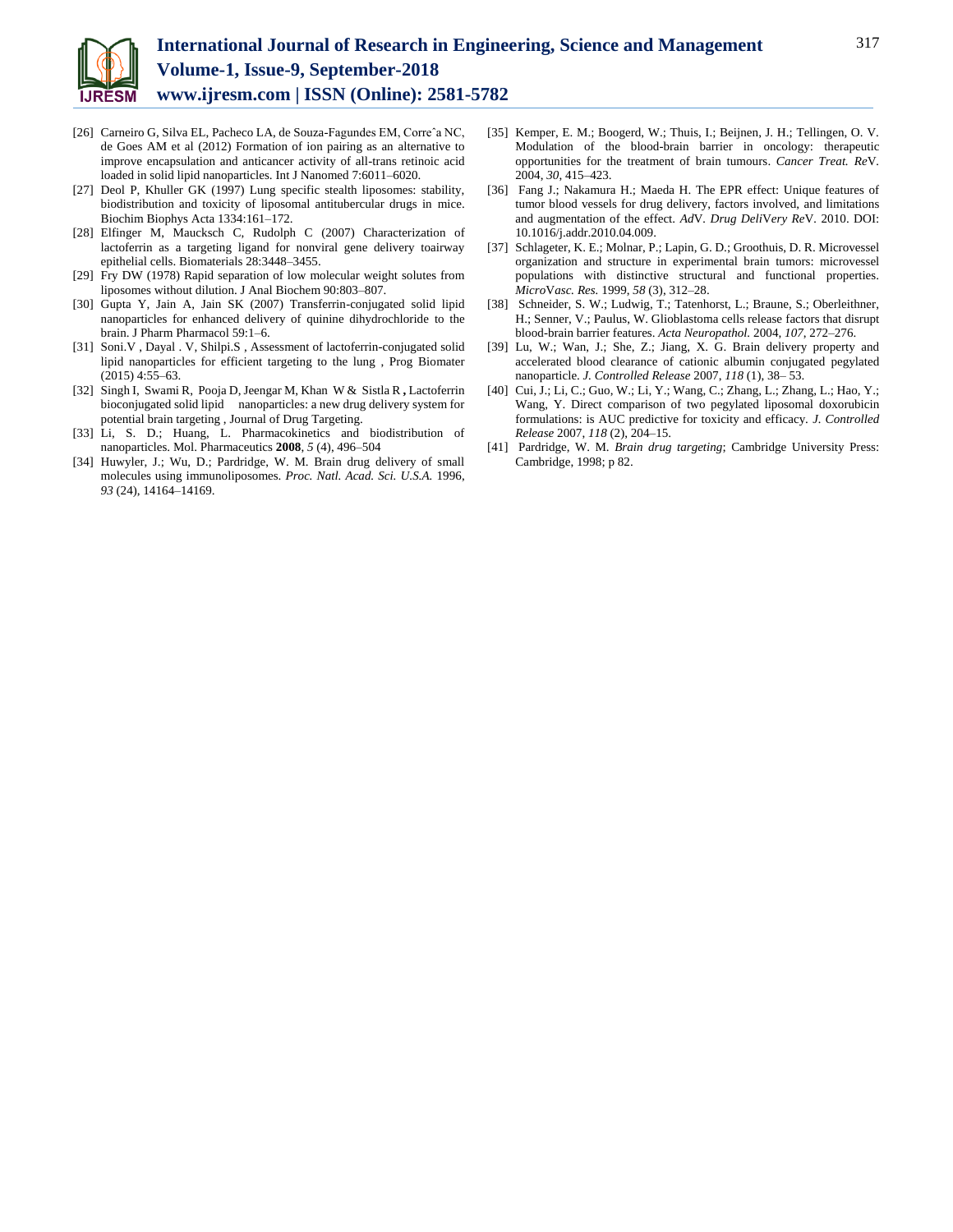[26] Carneiro G, Silva EL, Pacheco LA, de Souza-Fagundes EM, Correˆa NC, de Goes AM et al (2012) Formation of ion pairing as an alternative to improve encapsulation and anticancer activity of all-trans retinoic acid loaded in solid lipid nanoparticles. Int J Nanomed 7:6011–6020.

[27] Deol P, Khuller GK (1997) Lung specific stealth liposomes: stability, biodistribution and toxicity of liposomal antitubercular drugs in mice. Biochim Biophys Acta 1334:161–172.

[28] Elfinger M, Maucksch C, Rudolph C (2007) Characterization of lactoferrin as a targeting ligand for nonviral gene delivery toairway epithelial cells. Biomaterials 28:3448–3455.

[29] Fry DW (1978) Rapid separation of low molecular weight solutes from liposomes without dilution. J Anal Biochem 90:803–807.

[30] Gupta Y, Jain A, Jain SK (2007) Transferrin-conjugated solid lipid nanoparticles for enhanced delivery of quinine dihydrochloride to the brain. J Pharm Pharmacol 59:1–6.

[31] Soni.V , Dayal . V, Shilpi.S , Assessment of lactoferrin-conjugated solid lipid nanoparticles for efficient targeting to the lung , Prog Biomater (2015) 4:55–63.

[32] Singh I, Swami R, Pooja D, Jeengar M, Khan W & Sistla R **,** Lactoferrin bioconjugated solid lipid nanoparticles: a new drug delivery system for potential brain targeting , Journal of Drug Targeting.

[33] Li, S. D.; Huang, L. Pharmacokinetics and biodistribution of nanoparticles. Mol. Pharmaceutics **2008**, *5* (4), 496–504

[34] Huwyler, J.; Wu, D.; Pardridge, W. M. Brain drug delivery of small molecules using immunoliposomes. *Proc. Natl. Acad. Sci. U.S.A.* 1996, *93* (24), 14164–14169.

[35] Kemper, E. M.; Boogerd, W.; Thuis, I.; Beijnen, J. H.; Tellingen, O. V. Modulation of the blood-brain barrier in oncology: therapeutic opportunities for the treatment of brain tumours. *Cancer Treat. Re*V. 2004, *30*, 415–423.

[36] Fang J.; Nakamura H.; Maeda H. The EPR effect: Unique features of tumor blood vessels for drug delivery, factors involved, and limitations and augmentation of the effect. *Ad*V. *Drug Deli*V*ery Re*V. 2010. DOI: 10.1016/j.addr.2010.04.009.

[37] Schlageter, K. E.; Molnar, P.; Lapin, G. D.; Groothuis, D. R. Microvessel organization and structure in experimental brain tumors: microvessel populations with distinctive structural and functional properties. *Micro*V*asc. Res.* 1999, *58* (3), 312–28.

[38] Schneider, S. W.; Ludwig, T.; Tatenhorst, L.; Braune, S.; Oberleithner, H.; Senner, V.; Paulus, W. Glioblastoma cells release factors that disrupt blood-brain barrier features. *Acta Neuropathol.* 2004, *107*, 272–276.

[39] Lu, W.; Wan, J.; She, Z.; Jiang, X. G. Brain delivery property and accelerated blood clearance of cationic albumin conjugated pegylated nanoparticle. *J. Controlled Release* 2007, *118* (1), 38– 53.

[40] Cui, J.; Li, C.; Guo, W.; Li, Y.; Wang, C.; Zhang, L.; Zhang, L.; Hao, Y.; Wang, Y. Direct comparison of two pegylated liposomal doxorubicin formulations: is AUC predictive for toxicity and efficacy. *J. Controlled Release* 2007, *118* (2), 204–15.

[41] Pardridge, W. M. *Brain drug targeting*; Cambridge University Press: Cambridge, 1998; p 82.